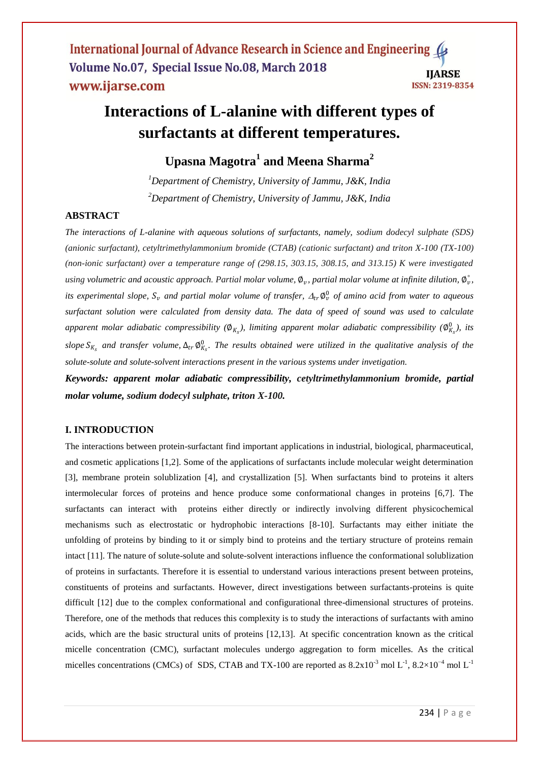# Interactions of L-alanine with different types of surfactants at different temperatures.

**Upasna Magotra[1] and Meena Sharma[2]**

*[1]Department of Chemistry, University of Jammu, J&K, India*
*[2]Department of Chemistry, University of Jammu, J&K, India*

## ABSTRACT

*The interactions of L-alanine with aqueous solutions of surfactants, namely, sodium dodecyl sulphate (SDS) (anionic surfactant), cetyltrimethylammonium bromide (CTAB) (cationic surfactant) and triton X-100 (TX-100) (non-ionic surfactant) over a temperature range of (298.15, 303.15, 308.15, and 313.15) K were investigated using volumetric and acoustic approach. Partial molar volume,* $\emptyset_v$*, partial molar volume at infinite dilution,* $\emptyset_v^{\circ}$*, its experimental slope,* $S_v$ *and partial molar volume of transfer,* $\Delta_{tr}\emptyset_v^0$ *of amino acid from water to aqueous surfactant solution were calculated from density data. The data of speed of sound was used to calculate apparent molar adiabatic compressibility (*$\emptyset_{K_s}$*), limiting apparent molar adiabatic compressibility (*$\emptyset_{K_s}^0$*), its slope* $S_{K_s}$ *and transfer volume,* $\Delta_{tr}\emptyset_{K_s}^0$*. The results obtained were utilized in the qualitative analysis of the solute-solute and solute-solvent interactions present in the various systems under invetigation.*

***Keywords: apparent molar adiabatic compressibility, cetyltrimethylammonium bromide, partial molar volume, sodium dodecyl sulphate, triton X-100.***

## I. INTRODUCTION

The interactions between protein-surfactant find important applications in industrial, biological, pharmaceutical, and cosmetic applications [1,2]. Some of the applications of surfactants include molecular weight determination [3], membrane protein solublization [4], and crystallization [5]. When surfactants bind to proteins it alters intermolecular forces of proteins and hence produce some conformational changes in proteins [6,7]. The surfactants can interact with proteins either directly or indirectly involving different physicochemical mechanisms such as electrostatic or hydrophobic interactions [8-10]. Surfactants may either initiate the unfolding of proteins by binding to it or simply bind to proteins and the tertiary structure of proteins remain intact [11]. The nature of solute-solute and solute-solvent interactions influence the conformational solublization of proteins in surfactants. Therefore it is essential to understand various interactions present between proteins, constituents of proteins and surfactants. However, direct investigations between surfactants-proteins is quite difficult [12] due to the complex conformational and configurational three-dimensional structures of proteins. Therefore, one of the methods that reduces this complexity is to study the interactions of surfactants with amino acids, which are the basic structural units of proteins [12,13]. At specific concentration known as the critical micelle concentration (CMC), surfactant molecules undergo aggregation to form micelles. As the critical micelles concentrations (CMCs) of SDS, CTAB and TX-100 are reported as $8.2\text{x}10^{-3}$ mol $L^{-1}$, $8.2\times10^{-4}$ mol $L^{-1}$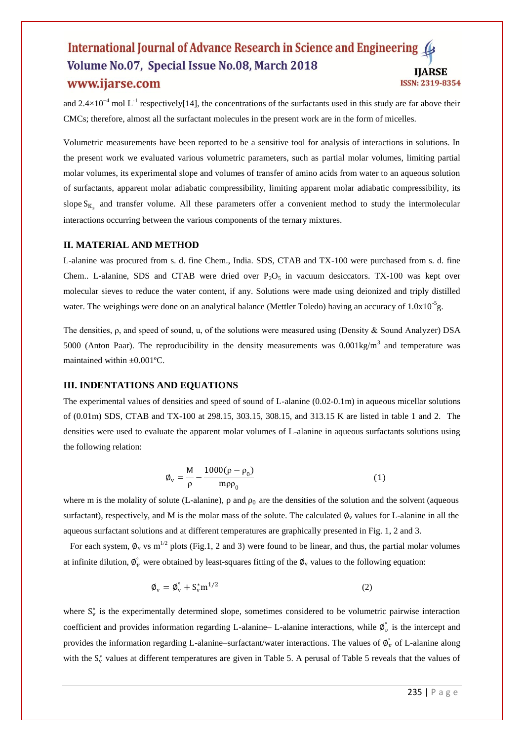and $2.4\times10^{-4}$ mol $L^{-1}$ respectively[14], the concentrations of the surfactants used in this study are far above their CMCs; therefore, almost all the surfactant molecules in the present work are in the form of micelles.

Volumetric measurements have been reported to be a sensitive tool for analysis of interactions in solutions. In the present work we evaluated various volumetric parameters, such as partial molar volumes, limiting partial molar volumes, its experimental slope and volumes of transfer of amino acids from water to an aqueous solution of surfactants, apparent molar adiabatic compressibility, limiting apparent molar adiabatic compressibility, its slope $S_{K_s}$ and transfer volume. All these parameters offer a convenient method to study the intermolecular interactions occurring between the various components of the ternary mixtures.

## II. MATERIAL AND METHOD

L-alanine was procured from s. d. fine Chem., India. SDS, CTAB and TX-100 were purchased from s. d. fine Chem.. L-alanine, SDS and CTAB were dried over $P_2O_5$ in vacuum desiccators. TX-100 was kept over molecular sieves to reduce the water content, if any. Solutions were made using deionized and triply distilled water. The weighings were done on an analytical balance (Mettler Toledo) having an accuracy of $1.0\times10^{-5}$g.

The densities, ρ, and speed of sound, u, of the solutions were measured using (Density & Sound Analyzer) DSA 5000 (Anton Paar). The reproducibility in the density measurements was 0.001kg/$m^3$ and temperature was maintained within ±0.001ºC.

## III. INDENTATIONS AND EQUATIONS

The experimental values of densities and speed of sound of L-alanine (0.02-0.1m) in aqueous micellar solutions of (0.01m) SDS, CTAB and TX-100 at 298.15, 303.15, 308.15, and 313.15 K are listed in table 1 and 2. The densities were used to evaluate the apparent molar volumes of L-alanine in aqueous surfactants solutions using the following relation:

$$\emptyset_v = \frac{M}{\rho} - \frac{1000(\rho - \rho_0)}{m\rho\rho_0} \qquad (1)$$

where m is the molality of solute (L-alanine), ρ and $\rho_0$ are the densities of the solution and the solvent (aqueous surfactant), respectively, and M is the molar mass of the solute. The calculated $\emptyset_v$ values for L-alanine in all the aqueous surfactant solutions and at different temperatures are graphically presented in Fig. 1, 2 and 3.

For each system, $\emptyset_v$ vs $m^{1/2}$ plots (Fig.1, 2 and 3) were found to be linear, and thus, the partial molar volumes at infinite dilution, $\emptyset_v^\circ$ were obtained by least-squares fitting of the $\emptyset_v$ values to the following equation:

$$\emptyset_v = \emptyset_v^\circ + S_v^* m^{1/2} \qquad (2)$$

where $S_v^*$ is the experimentally determined slope, sometimes considered to be volumetric pairwise interaction coefficient and provides information regarding L-alanine– L-alanine interactions, while $\emptyset_v^\circ$ is the intercept and provides the information regarding L-alanine–surfactant/water interactions. The values of $\emptyset_v^\circ$ of L-alanine along with the $S_v^*$ values at different temperatures are given in Table 5. A perusal of Table 5 reveals that the values of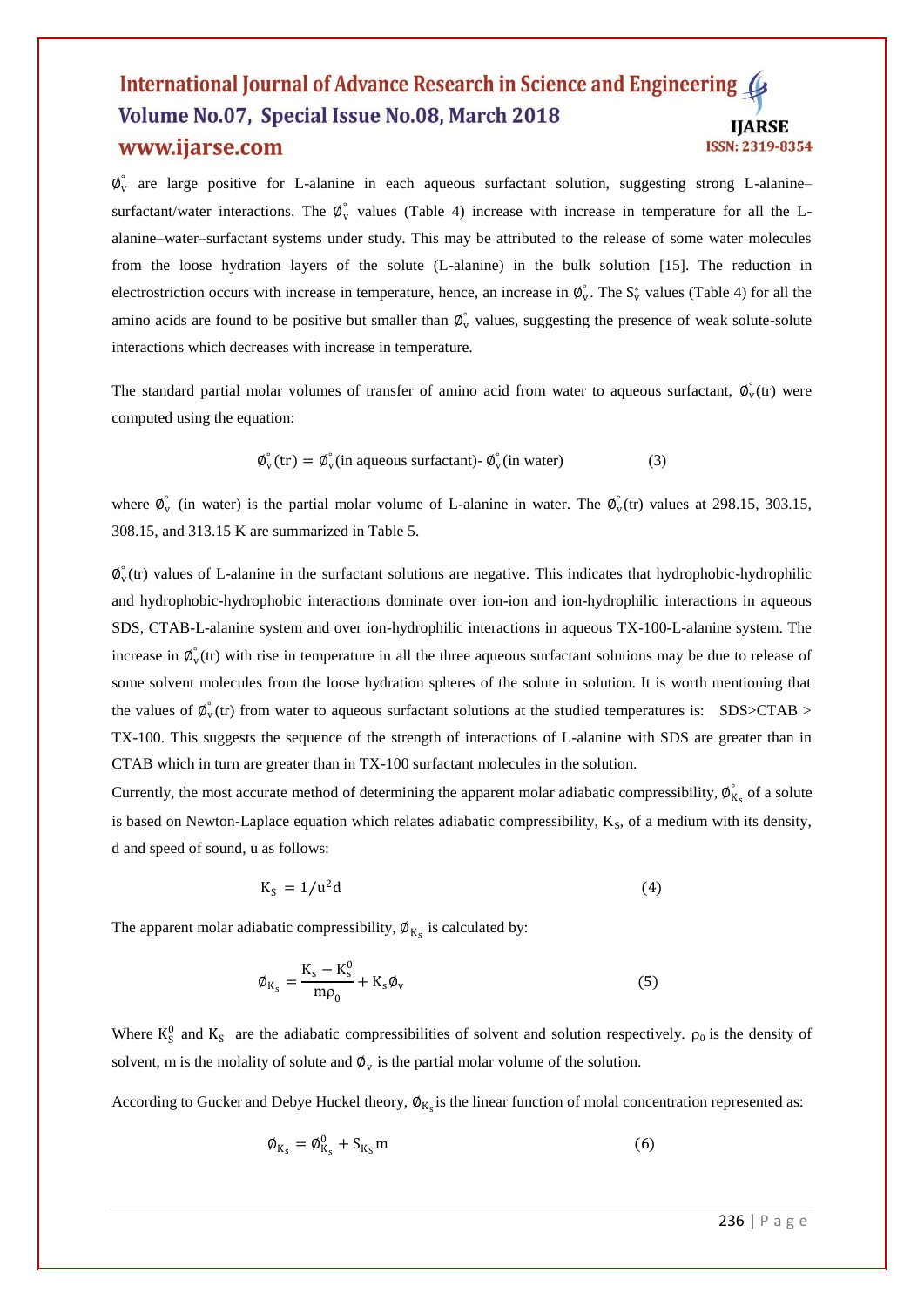$\phi_v^{\circ}$ are large positive for L-alanine in each aqueous surfactant solution, suggesting strong L-alanine–surfactant/water interactions. The $\phi_v^{\circ}$ values (Table 4) increase with increase in temperature for all the L-alanine–water–surfactant systems under study. This may be attributed to the release of some water molecules from the loose hydration layers of the solute (L-alanine) in the bulk solution [15]. The reduction in electrostriction occurs with increase in temperature, hence, an increase in $\phi_v^{\circ}$. The $S_v^*$ values (Table 4) for all the amino acids are found to be positive but smaller than $\phi_v^{\circ}$ values, suggesting the presence of weak solute-solute interactions which decreases with increase in temperature.

The standard partial molar volumes of transfer of amino acid from water to aqueous surfactant, $\phi_v^{\circ}(\text{tr})$ were computed using the equation:

$$\phi_v^{\circ}(\text{tr}) = \phi_v^{\circ}(\text{in aqueous surfactant}) - \phi_v^{\circ}(\text{in water}) \qquad (3)$$

where $\phi_v^{\circ}$ (in water) is the partial molar volume of L-alanine in water. The $\phi_v^{\circ}(\text{tr})$ values at 298.15, 303.15, 308.15, and 313.15 K are summarized in Table 5.

$\phi_v^{\circ}(\text{tr})$ values of L-alanine in the surfactant solutions are negative. This indicates that hydrophobic-hydrophilic and hydrophobic-hydrophobic interactions dominate over ion-ion and ion-hydrophilic interactions in aqueous SDS, CTAB-L-alanine system and over ion-hydrophilic interactions in aqueous TX-100-L-alanine system. The increase in $\phi_v^{\circ}(\text{tr})$ with rise in temperature in all the three aqueous surfactant solutions may be due to release of some solvent molecules from the loose hydration spheres of the solute in solution. It is worth mentioning that the values of $\phi_v^{\circ}(\text{tr})$ from water to aqueous surfactant solutions at the studied temperatures is: SDS>CTAB > TX-100. This suggests the sequence of the strength of interactions of L-alanine with SDS are greater than in CTAB which in turn are greater than in TX-100 surfactant molecules in the solution.

Currently, the most accurate method of determining the apparent molar adiabatic compressibility, $\phi_{K_s}^{\circ}$ of a solute is based on Newton-Laplace equation which relates adiabatic compressibility, $K_S$, of a medium with its density, d and speed of sound, u as follows:

$$K_S = 1/u^2 d \qquad (4)$$

The apparent molar adiabatic compressibility, $\phi_{K_s}$ is calculated by:

$$\phi_{K_s} = \frac{K_s - K_s^0}{m\rho_0} + K_s \phi_v \qquad (5)$$

Where $K_S^0$ and $K_S$ are the adiabatic compressibilities of solvent and solution respectively. $\rho_0$ is the density of solvent, m is the molality of solute and $\phi_v$ is the partial molar volume of the solution.

According to Gucker and Debye Huckel theory, $\phi_{K_s}$ is the linear function of molal concentration represented as:

$$\phi_{K_s} = \phi_{K_s}^0 + S_{K_S} m \qquad (6)$$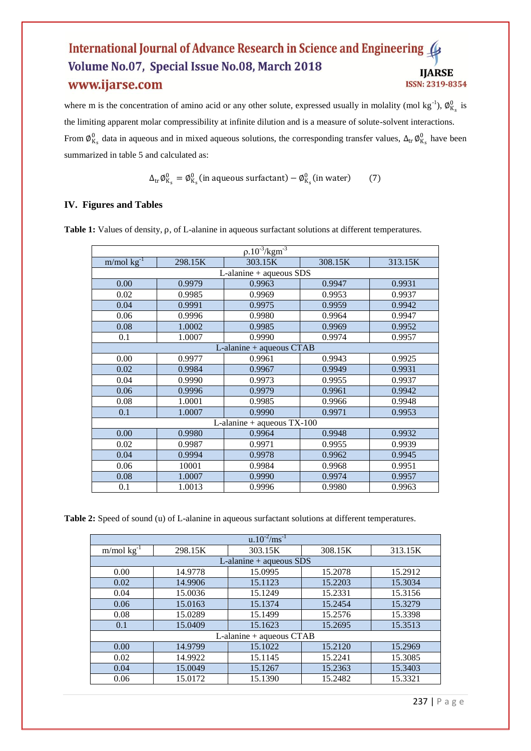where m is the concentration of amino acid or any other solute, expressed usually in molality (mol kg$^{-1}$), $\emptyset^0_{K_s}$ is the limiting apparent molar compressibility at infinite dilution and is a measure of solute-solvent interactions. From $\emptyset^0_{K_s}$ data in aqueous and in mixed aqueous solutions, the corresponding transfer values, $\Delta_{tr}\emptyset^0_{K_s}$ have been summarized in table 5 and calculated as:

$$\Delta_{tr}\emptyset^0_{K_s} = \emptyset^0_{K_s}(\text{in aqueous surfactant}) - \emptyset^0_{K_s}(\text{in water}) \qquad (7)$$

## IV. Figures and Tables

**Table 1:** Values of density, ρ, of L-alanine in aqueous surfactant solutions at different temperatures.

| $\rho.10^{-3}$/kgm$^{-3}$ | | | | |
|---|---|---|---|---|
| m/mol kg$^{-1}$ | 298.15K | 303.15K | 308.15K | 313.15K |
| L-alanine + aqueous SDS | | | | |
| 0.00 | 0.9979 | 0.9963 | 0.9947 | 0.9931 |
| 0.02 | 0.9985 | 0.9969 | 0.9953 | 0.9937 |
| 0.04 | 0.9991 | 0.9975 | 0.9959 | 0.9942 |
| 0.06 | 0.9996 | 0.9980 | 0.9964 | 0.9947 |
| 0.08 | 1.0002 | 0.9985 | 0.9969 | 0.9952 |
| 0.1 | 1.0007 | 0.9990 | 0.9974 | 0.9957 |
| L-alanine + aqueous CTAB | | | | |
| 0.00 | 0.9977 | 0.9961 | 0.9943 | 0.9925 |
| 0.02 | 0.9984 | 0.9967 | 0.9949 | 0.9931 |
| 0.04 | 0.9990 | 0.9973 | 0.9955 | 0.9937 |
| 0.06 | 0.9996 | 0.9979 | 0.9961 | 0.9942 |
| 0.08 | 1.0001 | 0.9985 | 0.9966 | 0.9948 |
| 0.1 | 1.0007 | 0.9990 | 0.9971 | 0.9953 |
| L-alanine + aqueous TX-100 | | | | |
| 0.00 | 0.9980 | 0.9964 | 0.9948 | 0.9932 |
| 0.02 | 0.9987 | 0.9971 | 0.9955 | 0.9939 |
| 0.04 | 0.9994 | 0.9978 | 0.9962 | 0.9945 |
| 0.06 | 10001 | 0.9984 | 0.9968 | 0.9951 |
| 0.08 | 1.0007 | 0.9990 | 0.9974 | 0.9957 |
| 0.1 | 1.0013 | 0.9996 | 0.9980 | 0.9963 |

**Table 2:** Speed of sound (u) of L-alanine in aqueous surfactant solutions at different temperatures.

| $u.10^{-2}$/ms$^{-1}$ | | | | |
|---|---|---|---|---|
| m/mol kg$^{-1}$ | 298.15K | 303.15K | 308.15K | 313.15K |
| L-alanine + aqueous SDS | | | | |
| 0.00 | 14.9778 | 15.0995 | 15.2078 | 15.2912 |
| 0.02 | 14.9906 | 15.1123 | 15.2203 | 15.3034 |
| 0.04 | 15.0036 | 15.1249 | 15.2331 | 15.3156 |
| 0.06 | 15.0163 | 15.1374 | 15.2454 | 15.3279 |
| 0.08 | 15.0289 | 15.1499 | 15.2576 | 15.3398 |
| 0.1 | 15.0409 | 15.1623 | 15.2695 | 15.3513 |
| L-alanine + aqueous CTAB | | | | |
| 0.00 | 14.9799 | 15.1022 | 15.2120 | 15.2969 |
| 0.02 | 14.9922 | 15.1145 | 15.2241 | 15.3085 |
| 0.04 | 15.0049 | 15.1267 | 15.2363 | 15.3403 |
| 0.06 | 15.0172 | 15.1390 | 15.2482 | 15.3321 |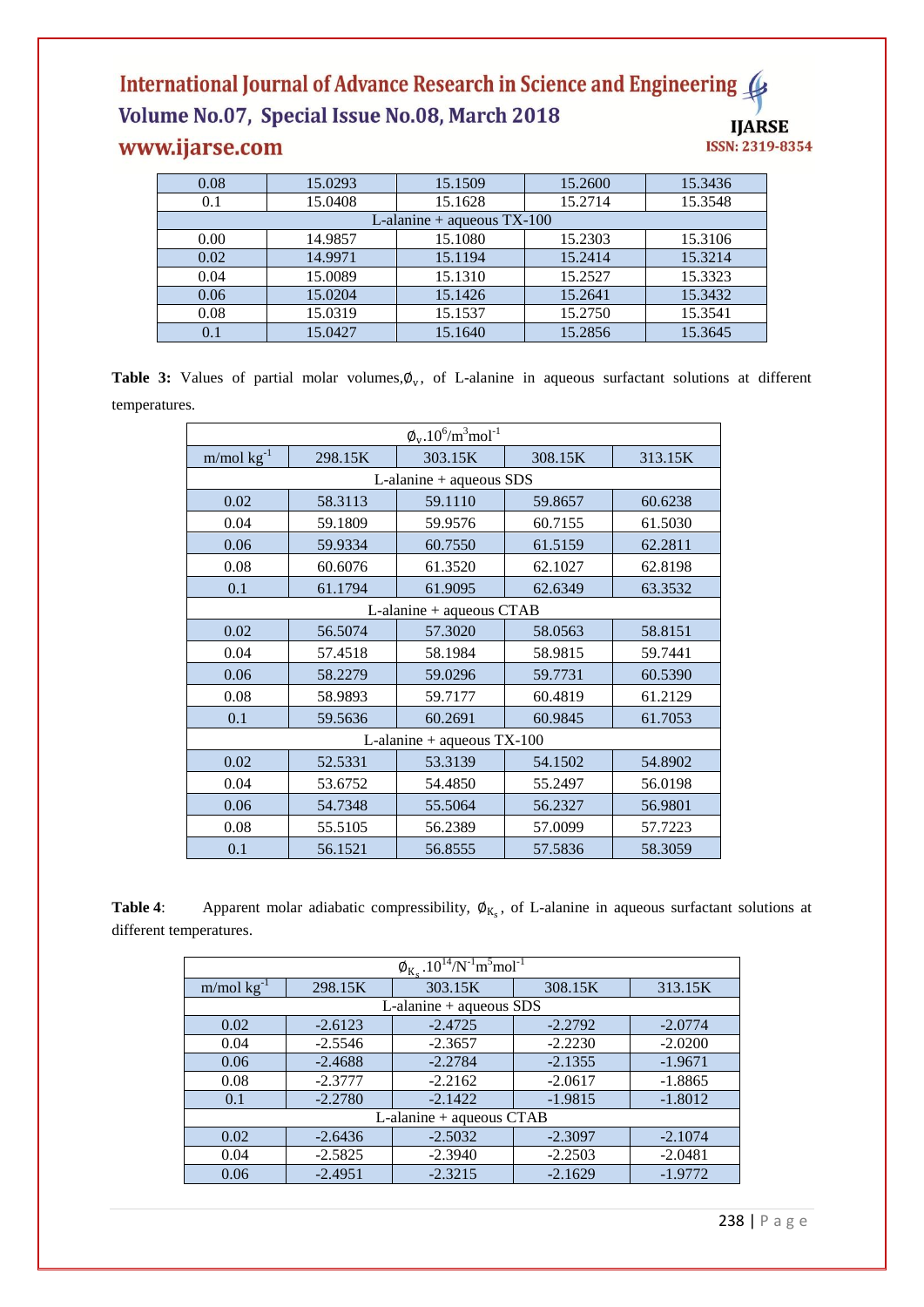| 0.08 | 15.0293 | 15.1509 | 15.2600 | 15.3436 |
|---|---|---|---|---|
| 0.1 | 15.0408 | 15.1628 | 15.2714 | 15.3548 |
| L-alanine + aqueous TX-100 | | | | |
| 0.00 | 14.9857 | 15.1080 | 15.2303 | 15.3106 |
| 0.02 | 14.9971 | 15.1194 | 15.2414 | 15.3214 |
| 0.04 | 15.0089 | 15.1310 | 15.2527 | 15.3323 |
| 0.06 | 15.0204 | 15.1426 | 15.2641 | 15.3432 |
| 0.08 | 15.0319 | 15.1537 | 15.2750 | 15.3541 |
| 0.1 | 15.0427 | 15.1640 | 15.2856 | 15.3645 |

**Table 3:** Values of partial molar volumes,$\emptyset_v$, of L-alanine in aqueous surfactant solutions at different temperatures.

| $\emptyset_v.10^6/m^3mol^{-1}$ | | | | |
|---|---|---|---|---|
| m/mol kg$^{-1}$ | 298.15K | 303.15K | 308.15K | 313.15K |
| L-alanine + aqueous SDS | | | | |
| 0.02 | 58.3113 | 59.1110 | 59.8657 | 60.6238 |
| 0.04 | 59.1809 | 59.9576 | 60.7155 | 61.5030 |
| 0.06 | 59.9334 | 60.7550 | 61.5159 | 62.2811 |
| 0.08 | 60.6076 | 61.3520 | 62.1027 | 62.8198 |
| 0.1 | 61.1794 | 61.9095 | 62.6349 | 63.3532 |
| L-alanine + aqueous CTAB | | | | |
| 0.02 | 56.5074 | 57.3020 | 58.0563 | 58.8151 |
| 0.04 | 57.4518 | 58.1984 | 58.9815 | 59.7441 |
| 0.06 | 58.2279 | 59.0296 | 59.7731 | 60.5390 |
| 0.08 | 58.9893 | 59.7177 | 60.4819 | 61.2129 |
| 0.1 | 59.5636 | 60.2691 | 60.9845 | 61.7053 |
| L-alanine + aqueous TX-100 | | | | |
| 0.02 | 52.5331 | 53.3139 | 54.1502 | 54.8902 |
| 0.04 | 53.6752 | 54.4850 | 55.2497 | 56.0198 |
| 0.06 | 54.7348 | 55.5064 | 56.2327 | 56.9801 |
| 0.08 | 55.5105 | 56.2389 | 57.0099 | 57.7223 |
| 0.1 | 56.1521 | 56.8555 | 57.5836 | 58.3059 |

**Table 4**: Apparent molar adiabatic compressibility, $\emptyset_{K_s}$, of L-alanine in aqueous surfactant solutions at different temperatures.

| $\emptyset_{K_s}.10^{14}/N^{-1}m^5mol^{-1}$ | | | | |
|---|---|---|---|---|
| m/mol kg$^{-1}$ | 298.15K | 303.15K | 308.15K | 313.15K |
| L-alanine + aqueous SDS | | | | |
| 0.02 | -2.6123 | -2.4725 | -2.2792 | -2.0774 |
| 0.04 | -2.5546 | -2.3657 | -2.2230 | -2.0200 |
| 0.06 | -2.4688 | -2.2784 | -2.1355 | -1.9671 |
| 0.08 | -2.3777 | -2.2162 | -2.0617 | -1.8865 |
| 0.1 | -2.2780 | -2.1422 | -1.9815 | -1.8012 |
| L-alanine + aqueous CTAB | | | | |
| 0.02 | -2.6436 | -2.5032 | -2.3097 | -2.1074 |
| 0.04 | -2.5825 | -2.3940 | -2.2503 | -2.0481 |
| 0.06 | -2.4951 | -2.3215 | -2.1629 | -1.9772 |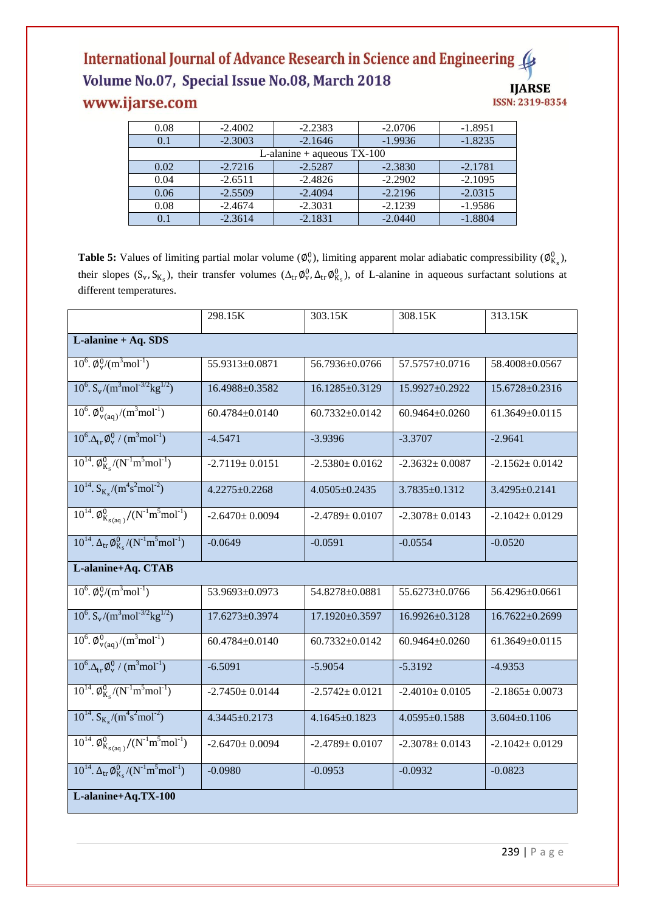| | | | | |
|---|---|---|---|---|
| 0.08 | -2.4002 | -2.2383 | -2.0706 | -1.8951 |
| 0.1 | -2.3003 | -2.1646 | -1.9936 | -1.8235 |
| L-alanine + aqueous TX-100 | | | | |
| 0.02 | -2.7216 | -2.5287 | -2.3830 | -2.1781 |
| 0.04 | -2.6511 | -2.4826 | -2.2902 | -2.1095 |
| 0.06 | -2.5509 | -2.4094 | -2.2196 | -2.0315 |
| 0.08 | -2.4674 | -2.3031 | -2.1239 | -1.9586 |
| 0.1 | -2.3614 | -2.1831 | -2.0440 | -1.8804 |

**Table 5:** Values of limiting partial molar volume ($\emptyset_v^0$), limiting apparent molar adiabatic compressibility ($\emptyset_{K_s}^0$), their slopes ($S_v, S_{K_s}$), their transfer volumes ($\Delta_{tr}\emptyset_v^0, \Delta_{tr}\emptyset_{K_s}^0$), of L-alanine in aqueous surfactant solutions at different temperatures.

| | 298.15K | 303.15K | 308.15K | 313.15K |
|---|---|---|---|---|
| **L-alanine + Aq. SDS** | | | | |
| $10^6.\ \emptyset_v^0/(m^3mol^{-1})$ | 55.9313±0.0871 | 56.7936±0.0766 | 57.5757±0.0716 | 58.4008±0.0567 |
| $10^6.\ S_v/(m^3mol^{-3/2}kg^{1/2})$ | 16.4988±0.3582 | 16.1285±0.3129 | 15.9927±0.2922 | 15.6728±0.2316 |
| $10^6.\ \emptyset_{v(aq)}^0/(m^3mol^{-1})$ | 60.4784±0.0140 | 60.7332±0.0142 | 60.9464±0.0260 | 61.3649±0.0115 |
| $10^6.\Delta_{tr}\emptyset_v^0\ /\ (m^3mol^{-1})$ | -4.5471 | -3.9396 | -3.3707 | -2.9641 |
| $10^{14}.\ \emptyset_{K_s}^0/(N^{-1}m^5mol^{-1})$ | -2.7119± 0.0151 | -2.5380± 0.0162 | -2.3632± 0.0087 | -2.1562± 0.0142 |
| $10^{14}.\ S_{K_s}/(m^4s^2mol^{-2})$ | 4.2275±0.2268 | 4.0505±0.2435 | 3.7835±0.1312 | 3.4295±0.2141 |
| $10^{14}.\ \emptyset_{K_{s(aq)}}^0/(N^{-1}m^5mol^{-1})$ | -2.6470± 0.0094 | -2.4789± 0.0107 | -2.3078± 0.0143 | -2.1042± 0.0129 |
| $10^{14}.\ \Delta_{tr}\emptyset_{K_s}^0/(N^{-1}m^5mol^{-1})$ | -0.0649 | -0.0591 | -0.0554 | -0.0520 |
| **L-alanine+Aq. CTAB** | | | | |
| $10^6.\ \emptyset_v^0/(m^3mol^{-1})$ | 53.9693±0.0973 | 54.8278±0.0881 | 55.6273±0.0766 | 56.4296±0.0661 |
| $10^6.\ S_v/(m^3mol^{-3/2}kg^{1/2})$ | 17.6273±0.3974 | 17.1920±0.3597 | 16.9926±0.3128 | 16.7622±0.2699 |
| $10^6.\ \emptyset_{v(aq)}^0/(m^3mol^{-1})$ | 60.4784±0.0140 | 60.7332±0.0142 | 60.9464±0.0260 | 61.3649±0.0115 |
| $10^6.\Delta_{tr}\emptyset_v^0\ /\ (m^3mol^{-1})$ | -6.5091 | -5.9054 | -5.3192 | -4.9353 |
| $10^{14}.\ \emptyset_{K_s}^0/(N^{-1}m^5mol^{-1})$ | -2.7450± 0.0144 | -2.5742± 0.0121 | -2.4010± 0.0105 | -2.1865± 0.0073 |
| $10^{14}.\ S_{K_s}/(m^4s^2mol^{-2})$ | 4.3445±0.2173 | 4.1645±0.1823 | 4.0595±0.1588 | 3.604±0.1106 |
| $10^{14}.\ \emptyset_{K_{s(aq)}}^0/(N^{-1}m^5mol^{-1})$ | -2.6470± 0.0094 | -2.4789± 0.0107 | -2.3078± 0.0143 | -2.1042± 0.0129 |
| $10^{14}.\ \Delta_{tr}\emptyset_{K_s}^0/(N^{-1}m^5mol^{-1})$ | -0.0980 | -0.0953 | -0.0932 | -0.0823 |
| **L-alanine+Aq.TX-100** | | | | |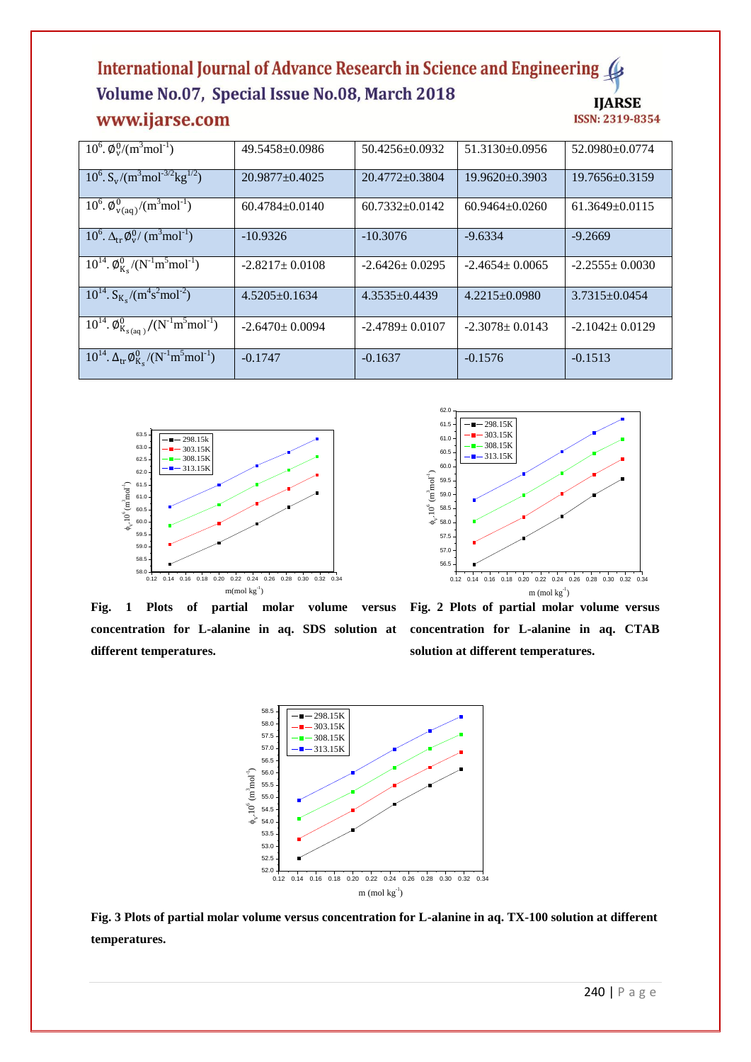| $10^6.\phi_v^0/(m^3mol^{-1})$ | 49.5458±0.0986 | 50.4256±0.0932 | 51.3130±0.0956 | 52.0980±0.0774 |
|---|---|---|---|---|
| $10^6.S_v/(m^3mol^{-3/2}kg^{1/2})$ | 20.9877±0.4025 | 20.4772±0.3804 | 19.9620±0.3903 | 19.7656±0.3159 |
| $10^6.\phi_{v(aq)}^0/(m^3mol^{-1})$ | 60.4784±0.0140 | 60.7332±0.0142 | 60.9464±0.0260 | 61.3649±0.0115 |
| $10^6.\Delta_{tr}\phi_v^0/(m^3mol^{-1})$ | -10.9326 | -10.3076 | -9.6334 | -9.2669 |
| $10^{14}.\phi_{K_s}^0/(N^{-1}m^5mol^{-1})$ | -2.8217± 0.0108 | -2.6426± 0.0295 | -2.4654± 0.0065 | -2.2555± 0.0030 |
| $10^{14}.S_{K_s}/(m^4s^2mol^{-2})$ | 4.5205±0.1634 | 4.3535±0.4439 | 4.2215±0.0980 | 3.7315±0.0454 |
| $10^{14}.\phi_{K_{s(aq)}}^0/(N^{-1}m^5mol^{-1})$ | -2.6470± 0.0094 | -2.4789± 0.0107 | -2.3078± 0.0143 | -2.1042± 0.0129 |
| $10^{14}.\Delta_{tr}\phi_{K_s}^0/(N^{-1}m^5mol^{-1})$ | -0.1747 | -0.1637 | -0.1576 | -0.1513 |

**Fig. 1 Plots of partial molar volume versus concentration for L-alanine in aq. SDS solution at different temperatures.**

**Fig. 2 Plots of partial molar volume versus concentration for L-alanine in aq. CTAB solution at different temperatures.**

**Fig. 3 Plots of partial molar volume versus concentration for L-alanine in aq. TX-100 solution at different temperatures.**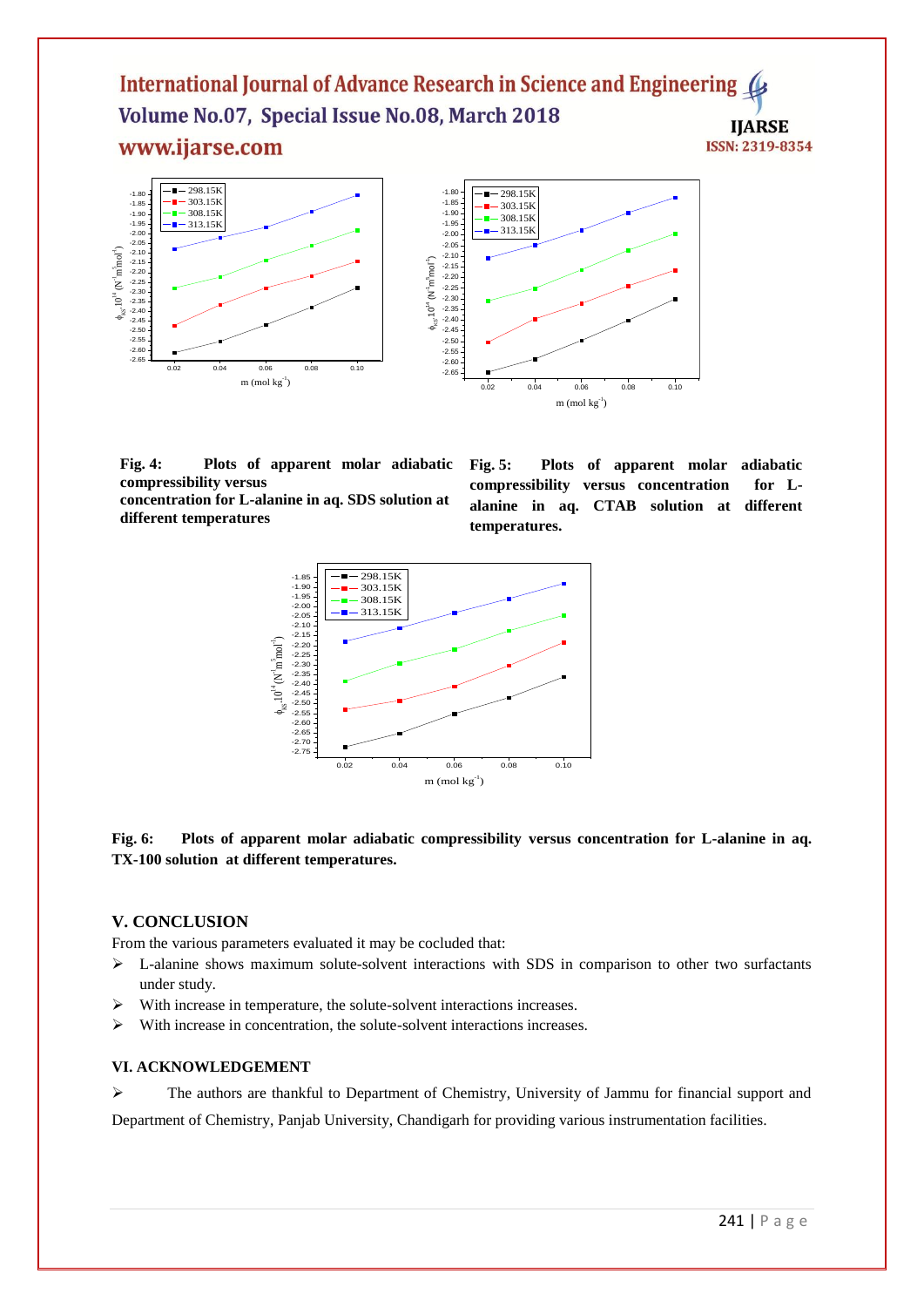**Fig. 4:** Plots of apparent molar adiabatic compressibility versus concentration for L-alanine in aq. SDS solution at different temperatures

**Fig. 5:** Plots of apparent molar adiabatic compressibility versus concentration for L-alanine in aq. CTAB solution at different temperatures.

**Fig. 6:** Plots of apparent molar adiabatic compressibility versus concentration for L-alanine in aq. TX-100 solution at different temperatures.

## V. CONCLUSION

From the various parameters evaluated it may be cocluded that:

- L-alanine shows maximum solute-solvent interactions with SDS in comparison to other two surfactants under study.
- With increase in temperature, the solute-solvent interactions increases.
- With increase in concentration, the solute-solvent interactions increases.

## VI. ACKNOWLEDGEMENT

- The authors are thankful to Department of Chemistry, University of Jammu for financial support and Department of Chemistry, Panjab University, Chandigarh for providing various instrumentation facilities.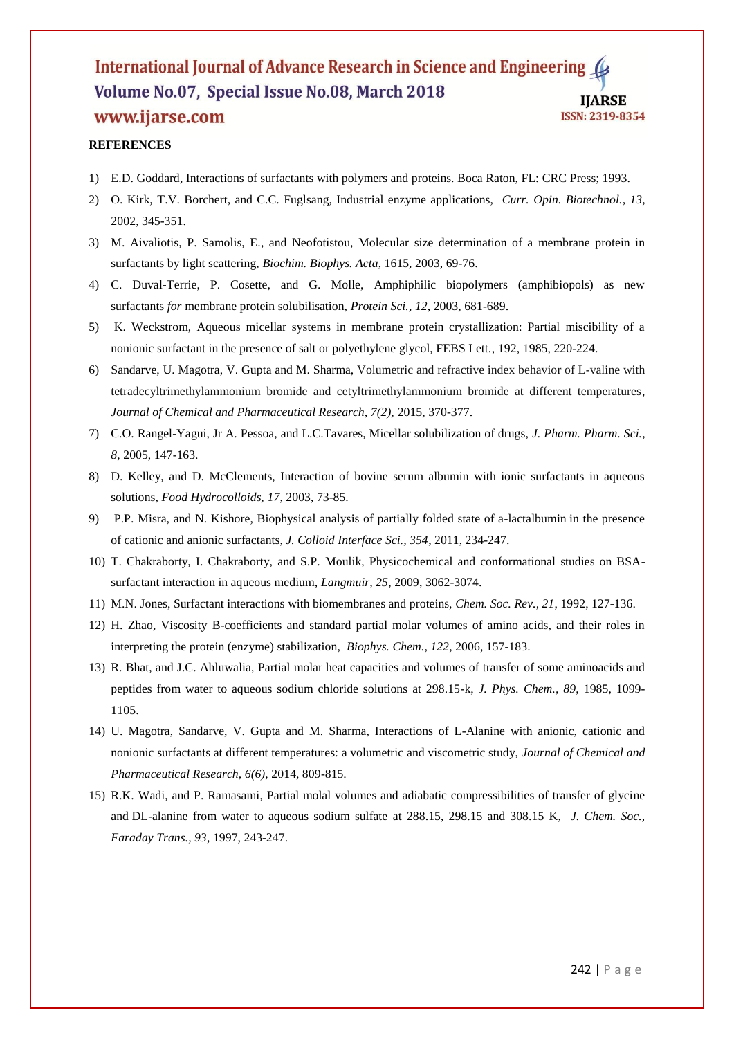**REFERENCES**

1) E.D. Goddard, Interactions of surfactants with polymers and proteins. Boca Raton, FL: CRC Press; 1993.
2) O. Kirk, T.V. Borchert, and C.C. Fuglsang, Industrial enzyme applications, *Curr. Opin. Biotechnol., 13*, 2002, 345-351.
3) M. Aivaliotis, P. Samolis, E., and Neofotistou, Molecular size determination of a membrane protein in surfactants by light scattering, *Biochim. Biophys. Acta*, 1615, 2003, 69-76.
4) C. Duval-Terrie, P. Cosette, and G. Molle, Amphiphilic biopolymers (amphibiopols) as new surfactants *for* membrane protein solubilisation, *Protein Sci., 12*, 2003, 681-689.
5) K. Weckstrom, Aqueous micellar systems in membrane protein crystallization: Partial miscibility of a nonionic surfactant in the presence of salt or polyethylene glycol, FEBS Lett., 192, 1985, 220-224.
6) Sandarve, U. Magotra, V. Gupta and M. Sharma, Volumetric and refractive index behavior of L-valine with tetradecyltrimethylammonium bromide and cetyltrimethylammonium bromide at different temperatures, *Journal of Chemical and Pharmaceutical Research, 7(2),* 2015, 370-377.
7) C.O. Rangel-Yagui, Jr A. Pessoa, and L.C.Tavares, Micellar solubilization of drugs, *J. Pharm. Pharm. Sci., 8*, 2005, 147-163.
8) D. Kelley, and D. McClements, Interaction of bovine serum albumin with ionic surfactants in aqueous solutions, *Food Hydrocolloids, 17*, 2003, 73-85.
9) P.P. Misra, and N. Kishore, Biophysical analysis of partially folded state of a-lactalbumin in the presence of cationic and anionic surfactants, *J. Colloid Interface Sci., 354*, 2011, 234-247.
10) T. Chakraborty, I. Chakraborty, and S.P. Moulik, Physicochemical and conformational studies on BSA-surfactant interaction in aqueous medium, *Langmuir, 25*, 2009, 3062-3074.
11) M.N. Jones, Surfactant interactions with biomembranes and proteins, *Chem. Soc. Rev., 21*, 1992, 127-136.
12) H. Zhao, Viscosity B-coefficients and standard partial molar volumes of amino acids, and their roles in interpreting the protein (enzyme) stabilization, *Biophys. Chem., 122*, 2006, 157-183.
13) R. Bhat, and J.C. Ahluwalia, Partial molar heat capacities and volumes of transfer of some aminoacids and peptides from water to aqueous sodium chloride solutions at 298.15-k, *J. Phys. Chem., 89*, 1985, 1099-1105.
14) U. Magotra, Sandarve, V. Gupta and M. Sharma, Interactions of L-Alanine with anionic, cationic and nonionic surfactants at different temperatures: a volumetric and viscometric study, *Journal of Chemical and Pharmaceutical Research, 6(6)*, 2014, 809-815.
15) R.K. Wadi, and P. Ramasami, Partial molal volumes and adiabatic compressibilities of transfer of glycine and DL-alanine from water to aqueous sodium sulfate at 288.15, 298.15 and 308.15 K, *J. Chem. Soc., Faraday Trans., 93*, 1997, 243-247.